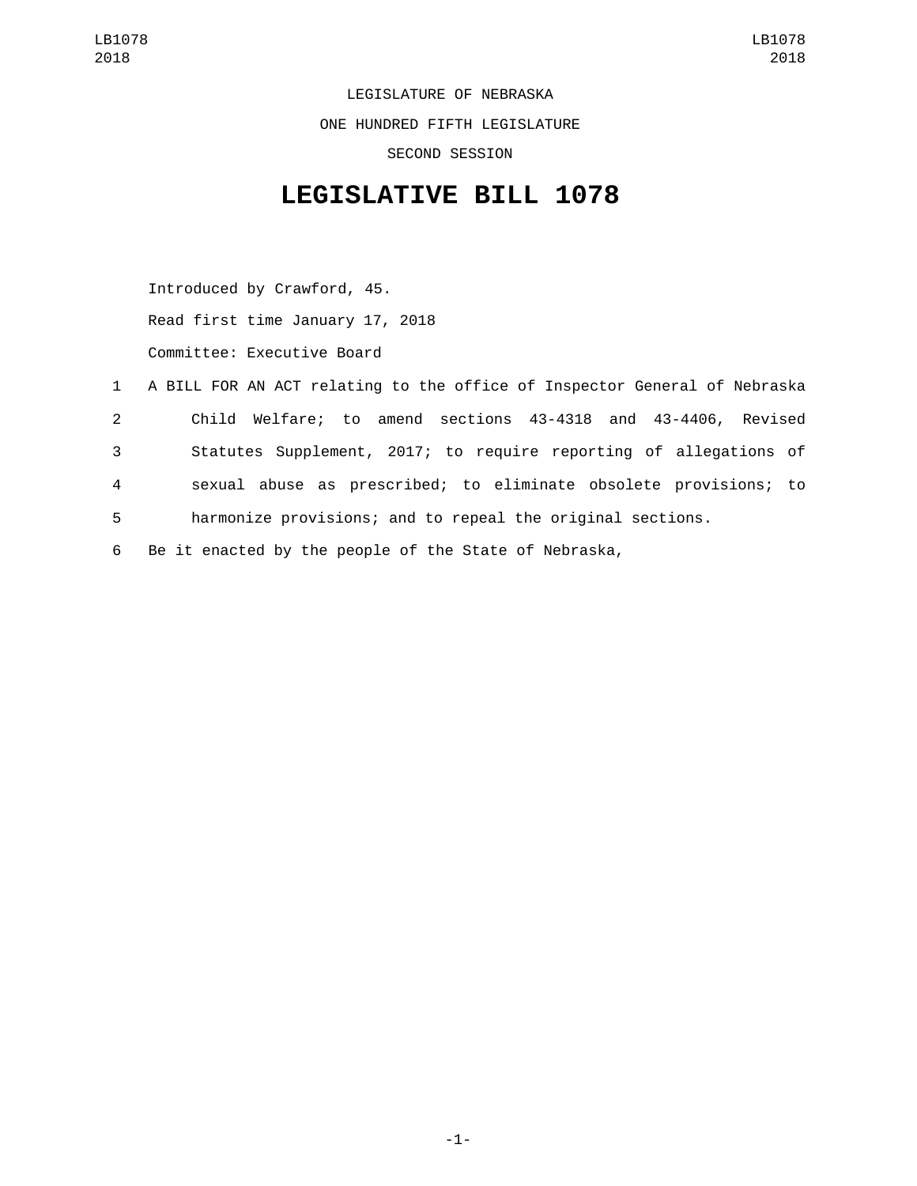LEGISLATURE OF NEBRASKA

ONE HUNDRED FIFTH LEGISLATURE

SECOND SESSION

# LEGISLATIVE BILL 1078

Introduced by Crawford, 45.

Read first time January 17, 2018

Committee: Executive Board

1 A BILL FOR AN ACT relating to the office of Inspector General of Nebraska
2 Child Welfare; to amend sections 43-4318 and 43-4406, Revised
3 Statutes Supplement, 2017; to require reporting of allegations of
4 sexual abuse as prescribed; to eliminate obsolete provisions; to
5 harmonize provisions; and to repeal the original sections.
6 Be it enacted by the people of the State of Nebraska,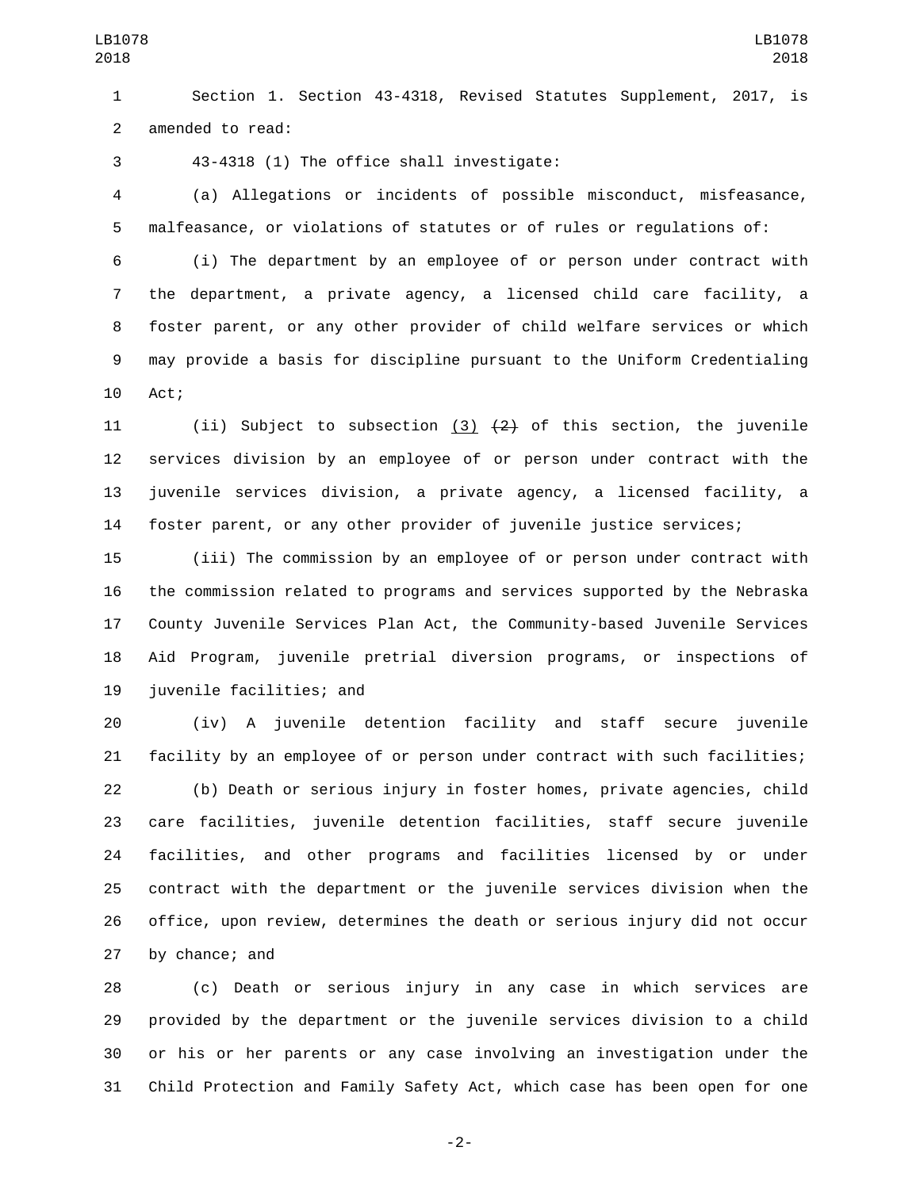Section 1. Section 43-4318, Revised Statutes Supplement, 2017, is amended to read:

43-4318 (1) The office shall investigate:

(a) Allegations or incidents of possible misconduct, misfeasance, malfeasance, or violations of statutes or of rules or regulations of:

(i) The department by an employee of or person under contract with the department, a private agency, a licensed child care facility, a foster parent, or any other provider of child welfare services or which may provide a basis for discipline pursuant to the Uniform Credentialing Act;

(ii) Subject to subsection <u>(3)</u> ~~(2)~~ of this section, the juvenile services division by an employee of or person under contract with the juvenile services division, a private agency, a licensed facility, a foster parent, or any other provider of juvenile justice services;

(iii) The commission by an employee of or person under contract with the commission related to programs and services supported by the Nebraska County Juvenile Services Plan Act, the Community-based Juvenile Services Aid Program, juvenile pretrial diversion programs, or inspections of juvenile facilities; and

(iv) A juvenile detention facility and staff secure juvenile facility by an employee of or person under contract with such facilities;

(b) Death or serious injury in foster homes, private agencies, child care facilities, juvenile detention facilities, staff secure juvenile facilities, and other programs and facilities licensed by or under contract with the department or the juvenile services division when the office, upon review, determines the death or serious injury did not occur by chance; and

(c) Death or serious injury in any case in which services are provided by the department or the juvenile services division to a child or his or her parents or any case involving an investigation under the Child Protection and Family Safety Act, which case has been open for one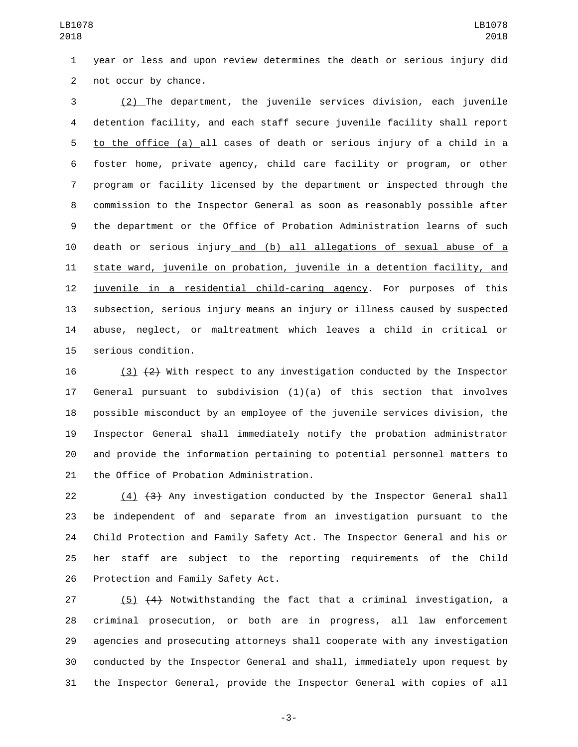year or less and upon review determines the death or serious injury did not occur by chance.

(2) The department, the juvenile services division, each juvenile detention facility, and each staff secure juvenile facility shall report to the office (a) all cases of death or serious injury of a child in a foster home, private agency, child care facility or program, or other program or facility licensed by the department or inspected through the commission to the Inspector General as soon as reasonably possible after the department or the Office of Probation Administration learns of such death or serious injury and (b) all allegations of sexual abuse of a state ward, juvenile on probation, juvenile in a detention facility, and juvenile in a residential child-caring agency. For purposes of this subsection, serious injury means an injury or illness caused by suspected abuse, neglect, or maltreatment which leaves a child in critical or serious condition.

(3) ~~(2)~~ With respect to any investigation conducted by the Inspector General pursuant to subdivision (1)(a) of this section that involves possible misconduct by an employee of the juvenile services division, the Inspector General shall immediately notify the probation administrator and provide the information pertaining to potential personnel matters to the Office of Probation Administration.

(4) ~~(3)~~ Any investigation conducted by the Inspector General shall be independent of and separate from an investigation pursuant to the Child Protection and Family Safety Act. The Inspector General and his or her staff are subject to the reporting requirements of the Child Protection and Family Safety Act.

(5) ~~(4)~~ Notwithstanding the fact that a criminal investigation, a criminal prosecution, or both are in progress, all law enforcement agencies and prosecuting attorneys shall cooperate with any investigation conducted by the Inspector General and shall, immediately upon request by the Inspector General, provide the Inspector General with copies of all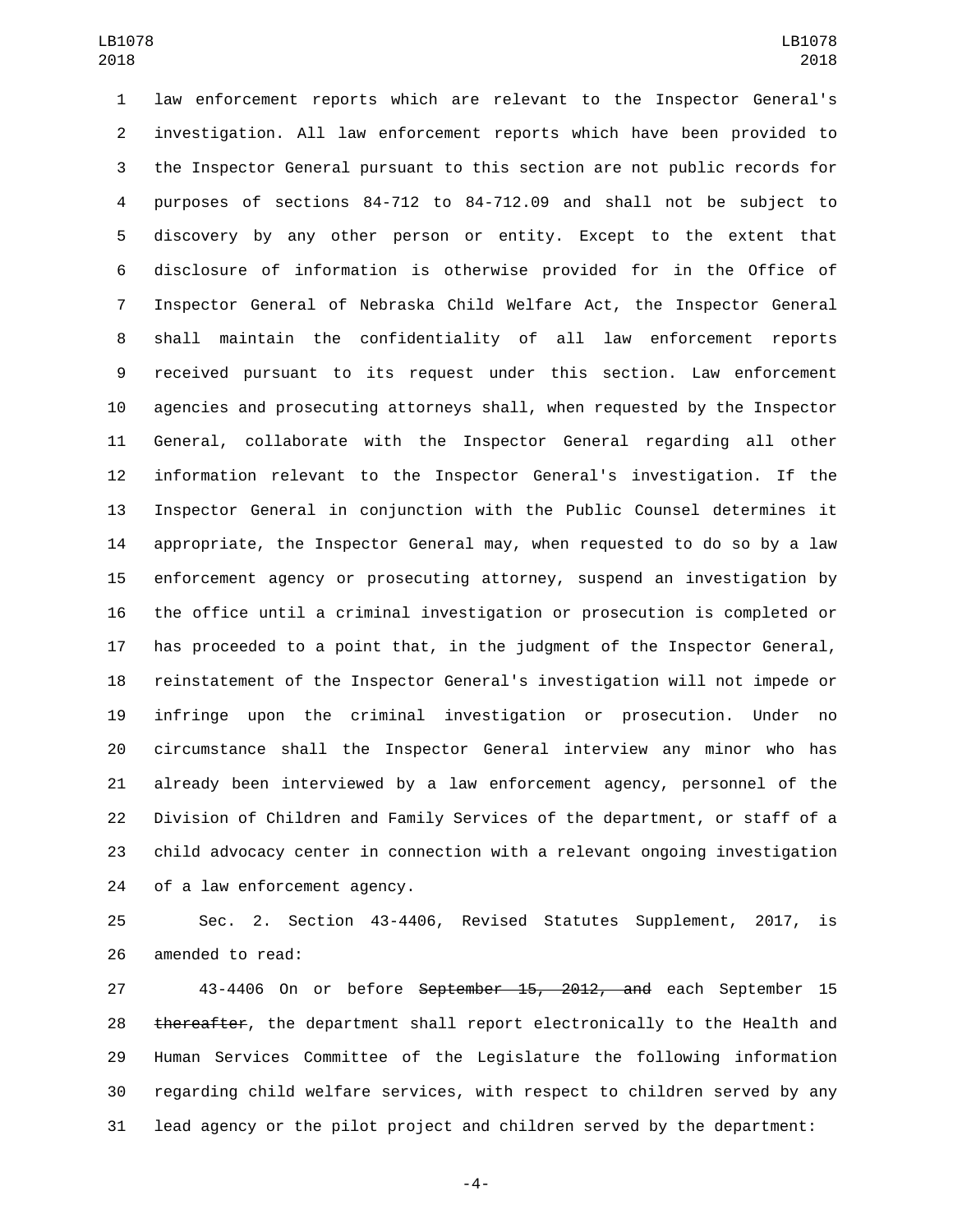law enforcement reports which are relevant to the Inspector General's investigation. All law enforcement reports which have been provided to the Inspector General pursuant to this section are not public records for purposes of sections 84-712 to 84-712.09 and shall not be subject to discovery by any other person or entity. Except to the extent that disclosure of information is otherwise provided for in the Office of Inspector General of Nebraska Child Welfare Act, the Inspector General shall maintain the confidentiality of all law enforcement reports received pursuant to its request under this section. Law enforcement agencies and prosecuting attorneys shall, when requested by the Inspector General, collaborate with the Inspector General regarding all other information relevant to the Inspector General's investigation. If the Inspector General in conjunction with the Public Counsel determines it appropriate, the Inspector General may, when requested to do so by a law enforcement agency or prosecuting attorney, suspend an investigation by the office until a criminal investigation or prosecution is completed or has proceeded to a point that, in the judgment of the Inspector General, reinstatement of the Inspector General's investigation will not impede or infringe upon the criminal investigation or prosecution. Under no circumstance shall the Inspector General interview any minor who has already been interviewed by a law enforcement agency, personnel of the Division of Children and Family Services of the department, or staff of a child advocacy center in connection with a relevant ongoing investigation of a law enforcement agency.

Sec. 2. Section 43-4406, Revised Statutes Supplement, 2017, is amended to read:

43-4406 On or before ~~September 15, 2012, and~~ each September 15 ~~thereafter~~, the department shall report electronically to the Health and Human Services Committee of the Legislature the following information regarding child welfare services, with respect to children served by any lead agency or the pilot project and children served by the department: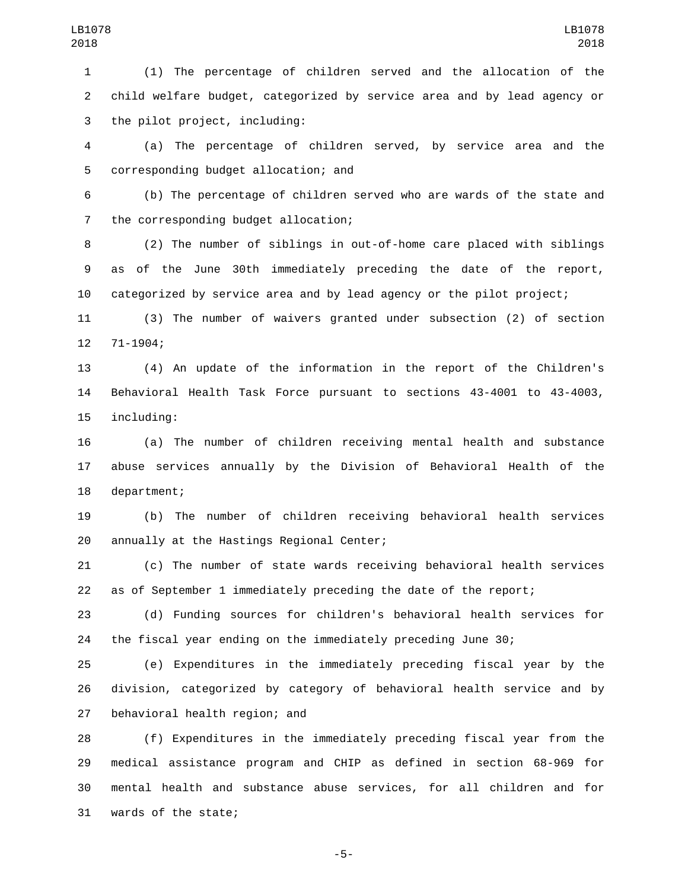(1) The percentage of children served and the allocation of the child welfare budget, categorized by service area and by lead agency or the pilot project, including:

(a) The percentage of children served, by service area and the corresponding budget allocation; and

(b) The percentage of children served who are wards of the state and the corresponding budget allocation;

(2) The number of siblings in out-of-home care placed with siblings as of the June 30th immediately preceding the date of the report, categorized by service area and by lead agency or the pilot project;

(3) The number of waivers granted under subsection (2) of section 71-1904;

(4) An update of the information in the report of the Children's Behavioral Health Task Force pursuant to sections 43-4001 to 43-4003, including:

(a) The number of children receiving mental health and substance abuse services annually by the Division of Behavioral Health of the department;

(b) The number of children receiving behavioral health services annually at the Hastings Regional Center;

(c) The number of state wards receiving behavioral health services as of September 1 immediately preceding the date of the report;

(d) Funding sources for children's behavioral health services for the fiscal year ending on the immediately preceding June 30;

(e) Expenditures in the immediately preceding fiscal year by the division, categorized by category of behavioral health service and by behavioral health region; and

(f) Expenditures in the immediately preceding fiscal year from the medical assistance program and CHIP as defined in section 68-969 for mental health and substance abuse services, for all children and for wards of the state;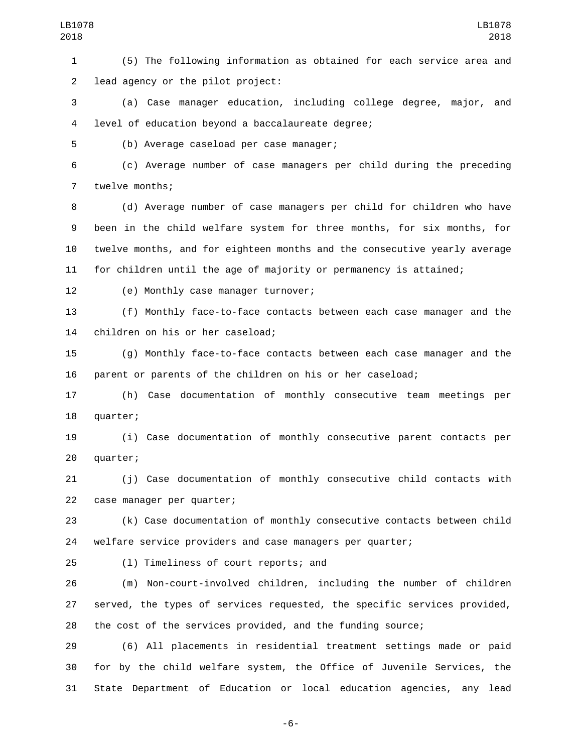(5) The following information as obtained for each service area and lead agency or the pilot project:

(a) Case manager education, including college degree, major, and level of education beyond a baccalaureate degree;

(b) Average caseload per case manager;

(c) Average number of case managers per child during the preceding twelve months;

(d) Average number of case managers per child for children who have been in the child welfare system for three months, for six months, for twelve months, and for eighteen months and the consecutive yearly average for children until the age of majority or permanency is attained;

(e) Monthly case manager turnover;

(f) Monthly face-to-face contacts between each case manager and the children on his or her caseload;

(g) Monthly face-to-face contacts between each case manager and the parent or parents of the children on his or her caseload;

(h) Case documentation of monthly consecutive team meetings per quarter;

(i) Case documentation of monthly consecutive parent contacts per quarter;

(j) Case documentation of monthly consecutive child contacts with case manager per quarter;

(k) Case documentation of monthly consecutive contacts between child welfare service providers and case managers per quarter;

(l) Timeliness of court reports; and

(m) Non-court-involved children, including the number of children served, the types of services requested, the specific services provided, the cost of the services provided, and the funding source;

(6) All placements in residential treatment settings made or paid for by the child welfare system, the Office of Juvenile Services, the State Department of Education or local education agencies, any lead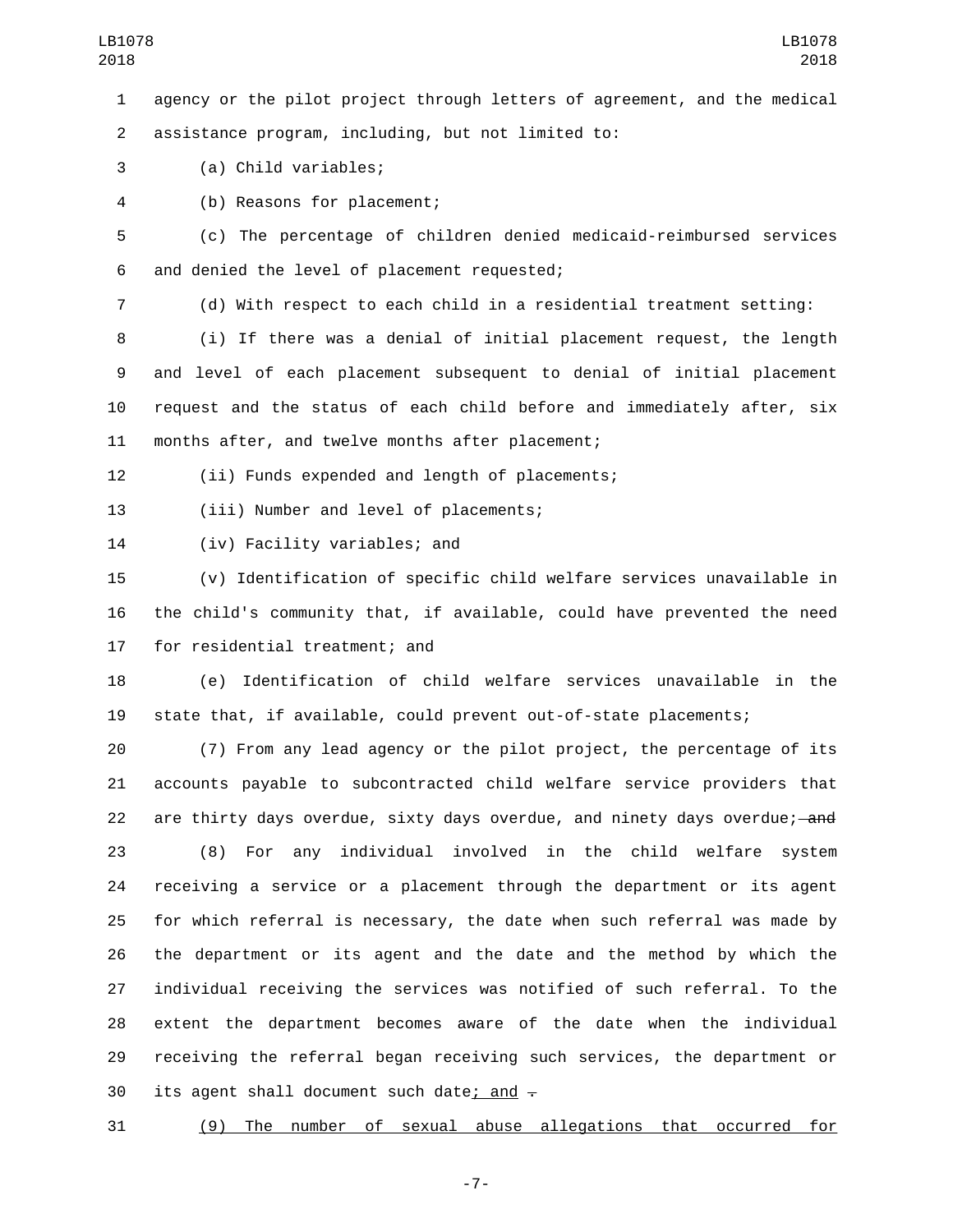agency or the pilot project through letters of agreement, and the medical assistance program, including, but not limited to:

(a) Child variables;

(b) Reasons for placement;

(c) The percentage of children denied medicaid-reimbursed services and denied the level of placement requested;

(d) With respect to each child in a residential treatment setting:

(i) If there was a denial of initial placement request, the length and level of each placement subsequent to denial of initial placement request and the status of each child before and immediately after, six months after, and twelve months after placement;

(ii) Funds expended and length of placements;

(iii) Number and level of placements;

(iv) Facility variables; and

(v) Identification of specific child welfare services unavailable in the child's community that, if available, could have prevented the need for residential treatment; and

(e) Identification of child welfare services unavailable in the state that, if available, could prevent out-of-state placements;

(7) From any lead agency or the pilot project, the percentage of its accounts payable to subcontracted child welfare service providers that are thirty days overdue, sixty days overdue, and ninety days overdue; ~~and~~

(8) For any individual involved in the child welfare system receiving a service or a placement through the department or its agent for which referral is necessary, the date when such referral was made by the department or its agent and the date and the method by which the individual receiving the services was notified of such referral. To the extent the department becomes aware of the date when the individual receiving the referral began receiving such services, the department or its agent shall document such date<u>; and</u> ~~.~~

<u>(9) The number of sexual abuse allegations that occurred for</u>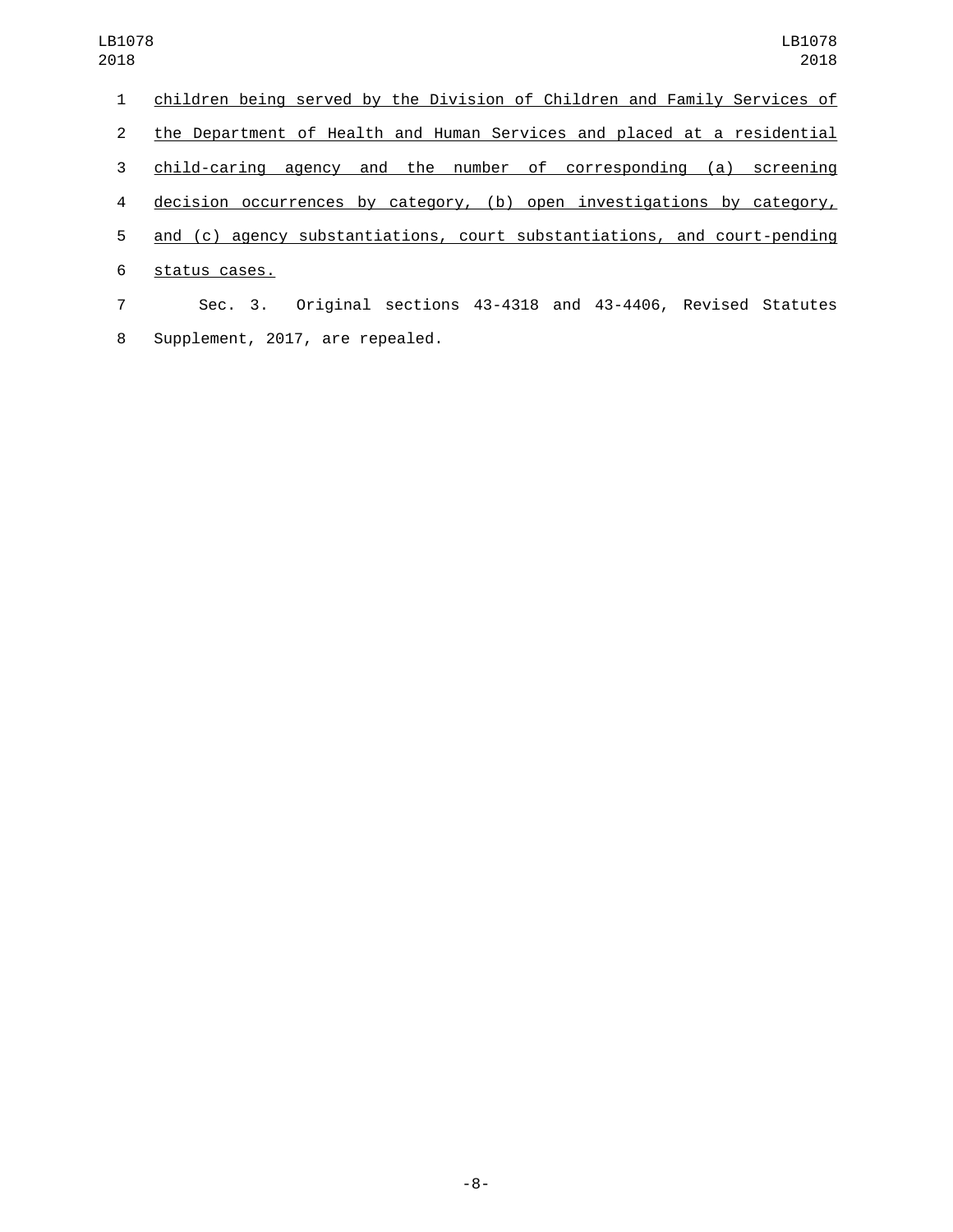children being served by the Division of Children and Family Services of the Department of Health and Human Services and placed at a residential child-caring agency and the number of corresponding (a) screening decision occurrences by category, (b) open investigations by category, and (c) agency substantiations, court substantiations, and court-pending status cases.

Sec. 3. Original sections 43-4318 and 43-4406, Revised Statutes Supplement, 2017, are repealed.